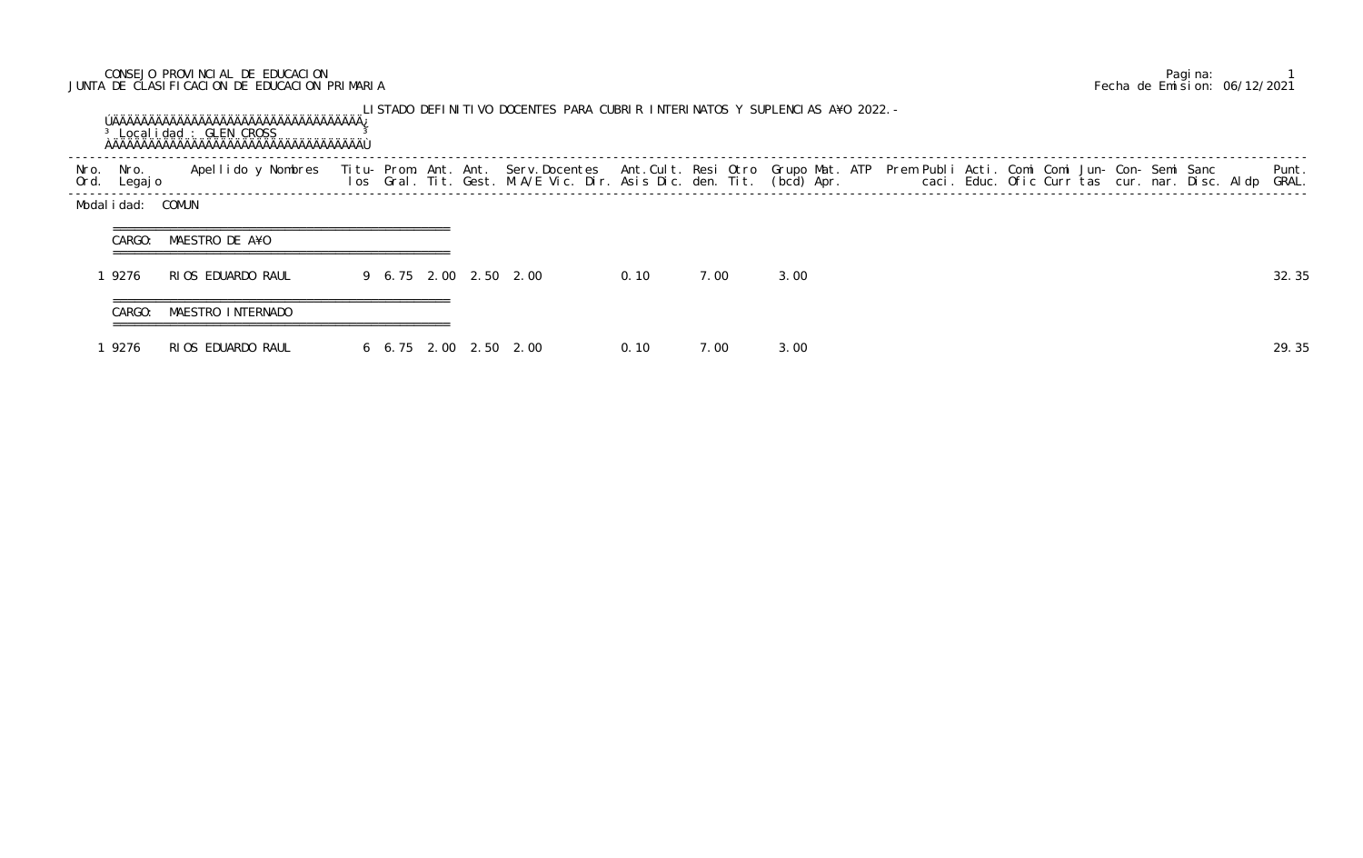CONSEJO PROVINCIAL DE EDUCACION
JUNTA DE CLASIFICACION DE EDUCACION PRIMARIA

Pagina: 1
Fecha de Emision: 06/12/2021

LISTADO DEFINITIVO DOCENTES PARA CUBRIR INTERINATOS Y SUPLENCIAS A¥O 2022.-

Localidad : GLEN CROSS

Modalidad: COMUN

CARGO: MAESTRO DE A¥O

| Nro. Ord. | Nro. Legajo | Apellido y Nombres | Titulos | Prom. Gral. | Ant. Tit. | Ant. Gest. | Serv.Docentes M.A/E Vic. Dir. | Ant.Cult. Asis Dic. | Resi den. | Otro Tit. | Grupo (bcd) | Mat. Apr. | ATP | Prem | Publi caci. | Acti. Educ. | Comi Ofic | Comi Curr | Jun- tas | Con- cur. | Semi nar. | Sanc Disc. | Aldp | Punt. GRAL. |
|---|---|---|---|---|---|---|---|---|---|---|---|---|---|---|---|---|---|---|---|---|---|---|---|---|
| 1 | 9276 | RIOS EDUARDO RAUL | 9 | 6.75 | 2.00 | 2.50 | 2.00 | 0.10 | 7.00 | | 3.00 | | | | | | | | | | | | | 32.35 |

CARGO: MAESTRO INTERNADO

| Nro. Ord. | Nro. Legajo | Apellido y Nombres | Titulos | Prom. Gral. | Ant. Tit. | Ant. Gest. | Serv.Docentes M.A/E Vic. Dir. | Ant.Cult. Asis Dic. | Resi den. | Otro Tit. | Grupo (bcd) | Mat. Apr. | ATP | Prem | Publi caci. | Acti. Educ. | Comi Ofic | Comi Curr | Jun- tas | Con- cur. | Semi nar. | Sanc Disc. | Aldp | Punt. GRAL. |
|---|---|---|---|---|---|---|---|---|---|---|---|---|---|---|---|---|---|---|---|---|---|---|---|---|
| 1 | 9276 | RIOS EDUARDO RAUL | 6 | 6.75 | 2.00 | 2.50 | 2.00 | 0.10 | 7.00 | | 3.00 | | | | | | | | | | | | | 29.35 |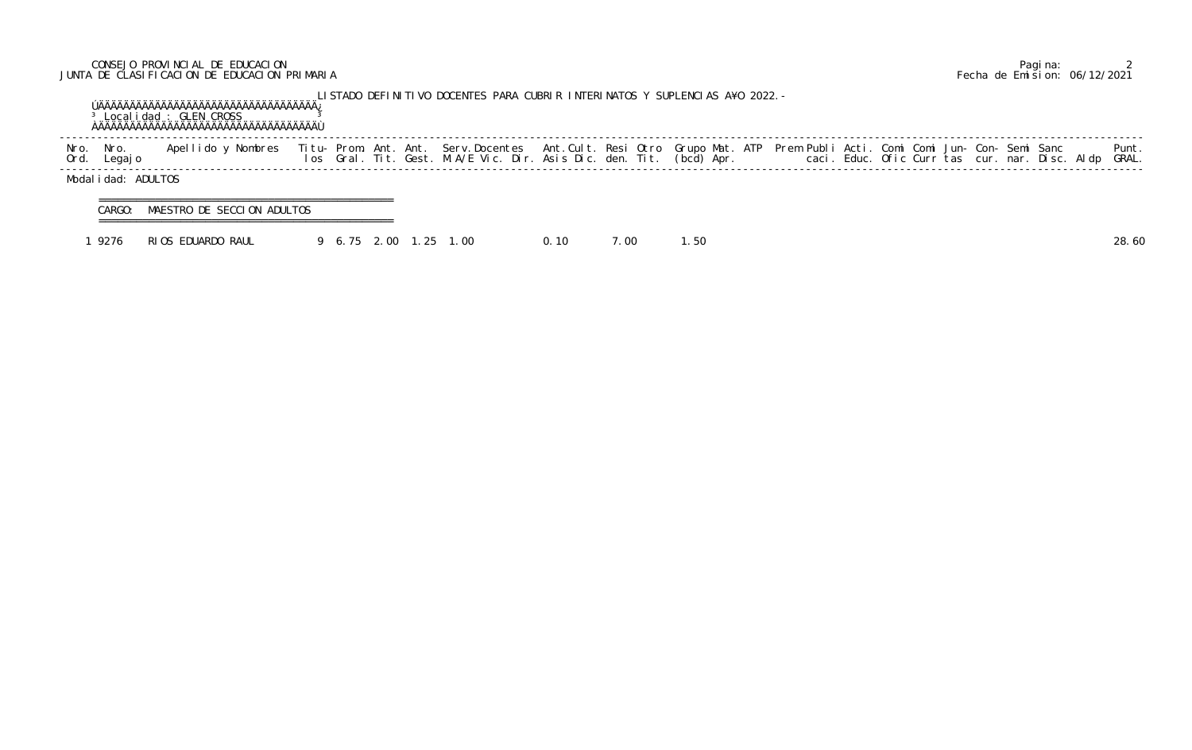LISTADO DEFINITIVO DOCENTES PARA CUBRIR INTERINATOS Y SUPLENCIAS A¥O 2022.-

CONSEJO PROVINCIAL DE EDUCACION
JUNTA DE CLASIFICACION DE EDUCACION PRIMARIA

Fecha de Emision: 06/12/2021

Localidad : GLEN CROSS

Modalidad: ADULTOS

CARGO: MAESTRO DE SECCION ADULTOS

| Nro. Ord. | Nro. Legajo | Apellido y Nombres | Titulos | Prom. Gral. | Ant. Tit. | Ant. Gest. | Serv.Docentes M.A/E | Vic. Dir. | Ant.Cult. Asis | Dic. | Resi | Otro den. | Grupo Tit. (bcd) | Mat. Apr. | ATP | Prem | Publi caci. | Acti. Educ. | Comi Ofic | Comi Curr | Jun-tas | Con-cur. | Semi nar. | Sanc Disc. | Aldp | Punt. GRAL. |
|---|---|---|---|---|---|---|---|---|---|---|---|---|---|---|---|---|---|---|---|---|---|---|---|---|---|---|
| 1 | 9276 | RIOS EDUARDO RAUL | 9 | 6.75 | 2.00 | 1.25 | 1.00 | | 0.10 | | 7.00 | | 1.50 | | | | | | | | | | | | | 28.60 |